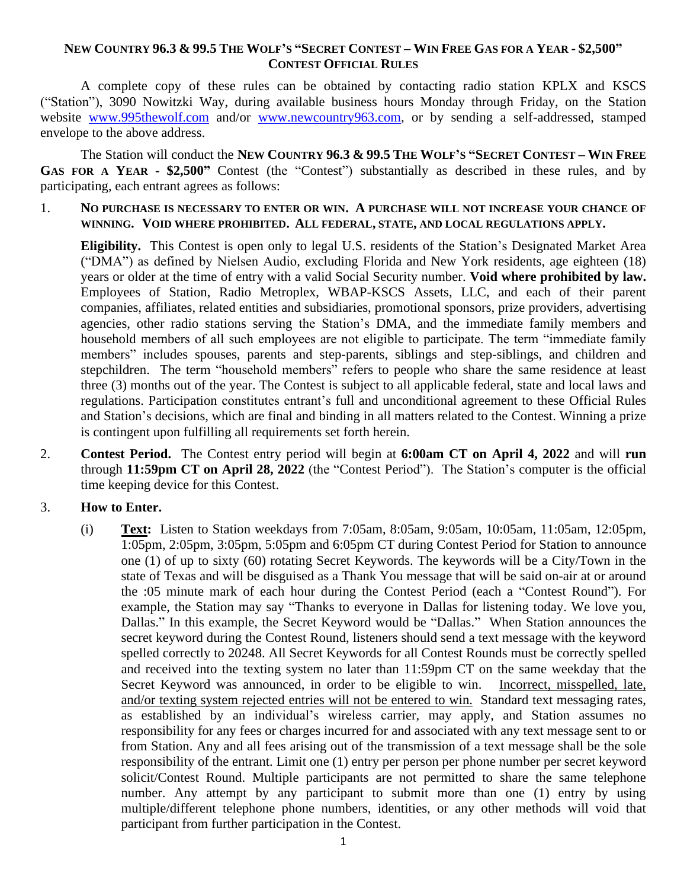## NEW COUNTRY 96.3 & 99.5 THE WOLF'S "SECRET CONTEST – WIN FREE GAS FOR A YEAR - $2,500" CONTEST OFFICIAL RULES

A complete copy of these rules can be obtained by contacting radio station KPLX and KSCS ("Station"), 3090 Nowitzki Way, during available business hours Monday through Friday, on the Station website www.995thewolf.com and/or www.newcountry963.com, or by sending a self-addressed, stamped envelope to the above address.

The Station will conduct the **NEW COUNTRY 96.3 & 99.5 THE WOLF'S "SECRET CONTEST – WIN FREE GAS FOR A YEAR - $2,500"** Contest (the "Contest") substantially as described in these rules, and by participating, each entrant agrees as follows:

1. **NO PURCHASE IS NECESSARY TO ENTER OR WIN. A PURCHASE WILL NOT INCREASE YOUR CHANCE OF WINNING. VOID WHERE PROHIBITED. ALL FEDERAL, STATE, AND LOCAL REGULATIONS APPLY.**

   **Eligibility.** This Contest is open only to legal U.S. residents of the Station's Designated Market Area ("DMA") as defined by Nielsen Audio, excluding Florida and New York residents, age eighteen (18) years or older at the time of entry with a valid Social Security number. **Void where prohibited by law.** Employees of Station, Radio Metroplex, WBAP-KSCS Assets, LLC, and each of their parent companies, affiliates, related entities and subsidiaries, promotional sponsors, prize providers, advertising agencies, other radio stations serving the Station's DMA, and the immediate family members and household members of all such employees are not eligible to participate. The term "immediate family members" includes spouses, parents and step-parents, siblings and step-siblings, and children and stepchildren. The term "household members" refers to people who share the same residence at least three (3) months out of the year. The Contest is subject to all applicable federal, state and local laws and regulations. Participation constitutes entrant's full and unconditional agreement to these Official Rules and Station's decisions, which are final and binding in all matters related to the Contest. Winning a prize is contingent upon fulfilling all requirements set forth herein.

2. **Contest Period.** The Contest entry period will begin at **6:00am CT on April 4, 2022** and will **run** through **11:59pm CT on April 28, 2022** (the "Contest Period"). The Station's computer is the official time keeping device for this Contest.

3. **How to Enter.**

   (i) **Text:** Listen to Station weekdays from 7:05am, 8:05am, 9:05am, 10:05am, 11:05am, 12:05pm, 1:05pm, 2:05pm, 3:05pm, 5:05pm and 6:05pm CT during Contest Period for Station to announce one (1) of up to sixty (60) rotating Secret Keywords. The keywords will be a City/Town in the state of Texas and will be disguised as a Thank You message that will be said on-air at or around the :05 minute mark of each hour during the Contest Period (each a "Contest Round"). For example, the Station may say "Thanks to everyone in Dallas for listening today. We love you, Dallas." In this example, the Secret Keyword would be "Dallas." When Station announces the secret keyword during the Contest Round, listeners should send a text message with the keyword spelled correctly to 20248. All Secret Keywords for all Contest Rounds must be correctly spelled and received into the texting system no later than 11:59pm CT on the same weekday that the Secret Keyword was announced, in order to be eligible to win. Incorrect, misspelled, late, and/or texting system rejected entries will not be entered to win. Standard text messaging rates, as established by an individual's wireless carrier, may apply, and Station assumes no responsibility for any fees or charges incurred for and associated with any text message sent to or from Station. Any and all fees arising out of the transmission of a text message shall be the sole responsibility of the entrant. Limit one (1) entry per person per phone number per secret keyword solicit/Contest Round. Multiple participants are not permitted to share the same telephone number. Any attempt by any participant to submit more than one (1) entry by using multiple/different telephone phone numbers, identities, or any other methods will void that participant from further participation in the Contest.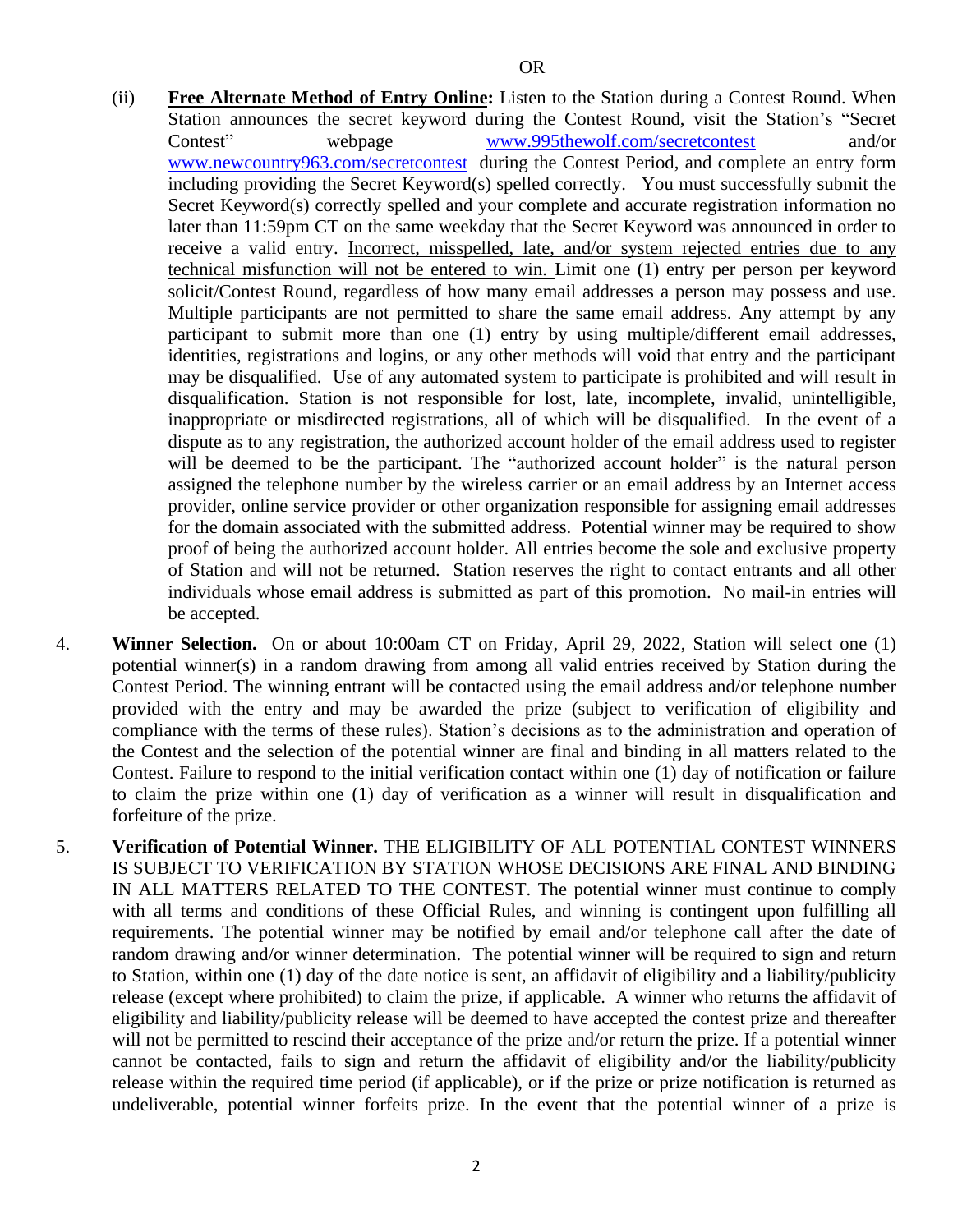OR

(ii) **<u>Free Alternate Method of Entry Online</u>:** Listen to the Station during a Contest Round. When Station announces the secret keyword during the Contest Round, visit the Station's "Secret Contest" webpage www.995thewolf.com/secretcontest and/or www.newcountry963.com/secretcontest during the Contest Period, and complete an entry form including providing the Secret Keyword(s) spelled correctly. You must successfully submit the Secret Keyword(s) correctly spelled and your complete and accurate registration information no later than 11:59pm CT on the same weekday that the Secret Keyword was announced in order to receive a valid entry. <u>Incorrect, misspelled, late, and/or system rejected entries due to any technical misfunction will not be entered to win.</u> Limit one (1) entry per person per keyword solicit/Contest Round, regardless of how many email addresses a person may possess and use. Multiple participants are not permitted to share the same email address. Any attempt by any participant to submit more than one (1) entry by using multiple/different email addresses, identities, registrations and logins, or any other methods will void that entry and the participant may be disqualified. Use of any automated system to participate is prohibited and will result in disqualification. Station is not responsible for lost, late, incomplete, invalid, unintelligible, inappropriate or misdirected registrations, all of which will be disqualified. In the event of a dispute as to any registration, the authorized account holder of the email address used to register will be deemed to be the participant. The "authorized account holder" is the natural person assigned the telephone number by the wireless carrier or an email address by an Internet access provider, online service provider or other organization responsible for assigning email addresses for the domain associated with the submitted address. Potential winner may be required to show proof of being the authorized account holder. All entries become the sole and exclusive property of Station and will not be returned. Station reserves the right to contact entrants and all other individuals whose email address is submitted as part of this promotion. No mail-in entries will be accepted.

4. **Winner Selection.** On or about 10:00am CT on Friday, April 29, 2022, Station will select one (1) potential winner(s) in a random drawing from among all valid entries received by Station during the Contest Period. The winning entrant will be contacted using the email address and/or telephone number provided with the entry and may be awarded the prize (subject to verification of eligibility and compliance with the terms of these rules). Station's decisions as to the administration and operation of the Contest and the selection of the potential winner are final and binding in all matters related to the Contest. Failure to respond to the initial verification contact within one (1) day of notification or failure to claim the prize within one (1) day of verification as a winner will result in disqualification and forfeiture of the prize.

5. **Verification of Potential Winner.** THE ELIGIBILITY OF ALL POTENTIAL CONTEST WINNERS IS SUBJECT TO VERIFICATION BY STATION WHOSE DECISIONS ARE FINAL AND BINDING IN ALL MATTERS RELATED TO THE CONTEST. The potential winner must continue to comply with all terms and conditions of these Official Rules, and winning is contingent upon fulfilling all requirements. The potential winner may be notified by email and/or telephone call after the date of random drawing and/or winner determination. The potential winner will be required to sign and return to Station, within one (1) day of the date notice is sent, an affidavit of eligibility and a liability/publicity release (except where prohibited) to claim the prize, if applicable. A winner who returns the affidavit of eligibility and liability/publicity release will be deemed to have accepted the contest prize and thereafter will not be permitted to rescind their acceptance of the prize and/or return the prize. If a potential winner cannot be contacted, fails to sign and return the affidavit of eligibility and/or the liability/publicity release within the required time period (if applicable), or if the prize or prize notification is returned as undeliverable, potential winner forfeits prize. In the event that the potential winner of a prize is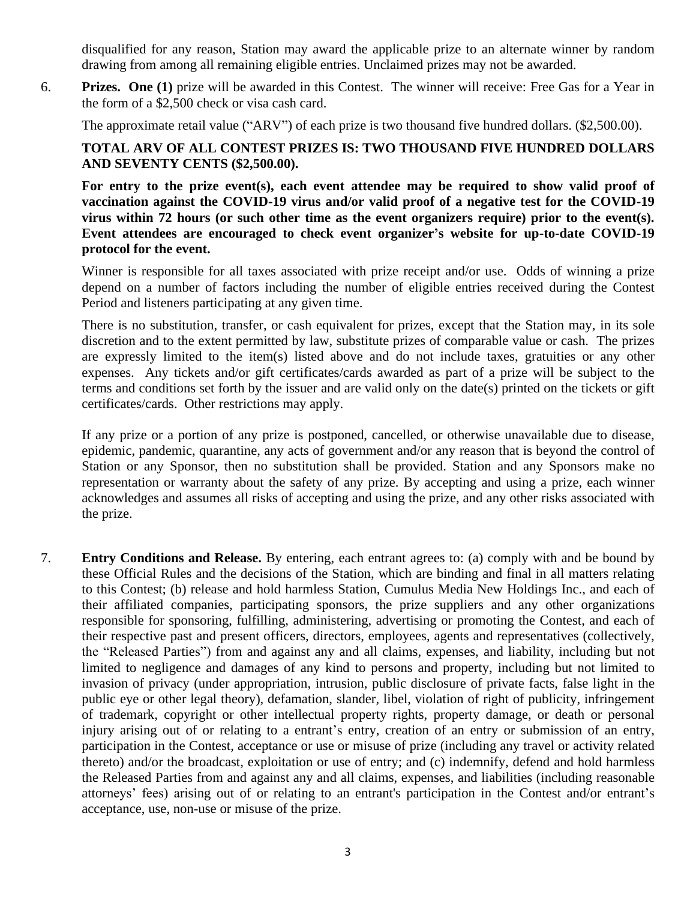disqualified for any reason, Station may award the applicable prize to an alternate winner by random drawing from among all remaining eligible entries. Unclaimed prizes may not be awarded.

6. **Prizes. One (1)** prize will be awarded in this Contest. The winner will receive: Free Gas for a Year in the form of a $2,500 check or visa cash card.

   The approximate retail value ("ARV") of each prize is two thousand five hundred dollars. ($2,500.00).

   **TOTAL ARV OF ALL CONTEST PRIZES IS: TWO THOUSAND FIVE HUNDRED DOLLARS AND SEVENTY CENTS ($2,500.00).**

   **For entry to the prize event(s), each event attendee may be required to show valid proof of vaccination against the COVID-19 virus and/or valid proof of a negative test for the COVID-19 virus within 72 hours (or such other time as the event organizers require) prior to the event(s). Event attendees are encouraged to check event organizer's website for up-to-date COVID-19 protocol for the event.**

   Winner is responsible for all taxes associated with prize receipt and/or use. Odds of winning a prize depend on a number of factors including the number of eligible entries received during the Contest Period and listeners participating at any given time.

   There is no substitution, transfer, or cash equivalent for prizes, except that the Station may, in its sole discretion and to the extent permitted by law, substitute prizes of comparable value or cash. The prizes are expressly limited to the item(s) listed above and do not include taxes, gratuities or any other expenses. Any tickets and/or gift certificates/cards awarded as part of a prize will be subject to the terms and conditions set forth by the issuer and are valid only on the date(s) printed on the tickets or gift certificates/cards. Other restrictions may apply.

   If any prize or a portion of any prize is postponed, cancelled, or otherwise unavailable due to disease, epidemic, pandemic, quarantine, any acts of government and/or any reason that is beyond the control of Station or any Sponsor, then no substitution shall be provided. Station and any Sponsors make no representation or warranty about the safety of any prize. By accepting and using a prize, each winner acknowledges and assumes all risks of accepting and using the prize, and any other risks associated with the prize.

7. **Entry Conditions and Release.** By entering, each entrant agrees to: (a) comply with and be bound by these Official Rules and the decisions of the Station, which are binding and final in all matters relating to this Contest; (b) release and hold harmless Station, Cumulus Media New Holdings Inc., and each of their affiliated companies, participating sponsors, the prize suppliers and any other organizations responsible for sponsoring, fulfilling, administering, advertising or promoting the Contest, and each of their respective past and present officers, directors, employees, agents and representatives (collectively, the "Released Parties") from and against any and all claims, expenses, and liability, including but not limited to negligence and damages of any kind to persons and property, including but not limited to invasion of privacy (under appropriation, intrusion, public disclosure of private facts, false light in the public eye or other legal theory), defamation, slander, libel, violation of right of publicity, infringement of trademark, copyright or other intellectual property rights, property damage, or death or personal injury arising out of or relating to a entrant's entry, creation of an entry or submission of an entry, participation in the Contest, acceptance or use or misuse of prize (including any travel or activity related thereto) and/or the broadcast, exploitation or use of entry; and (c) indemnify, defend and hold harmless the Released Parties from and against any and all claims, expenses, and liabilities (including reasonable attorneys' fees) arising out of or relating to an entrant's participation in the Contest and/or entrant's acceptance, use, non-use or misuse of the prize.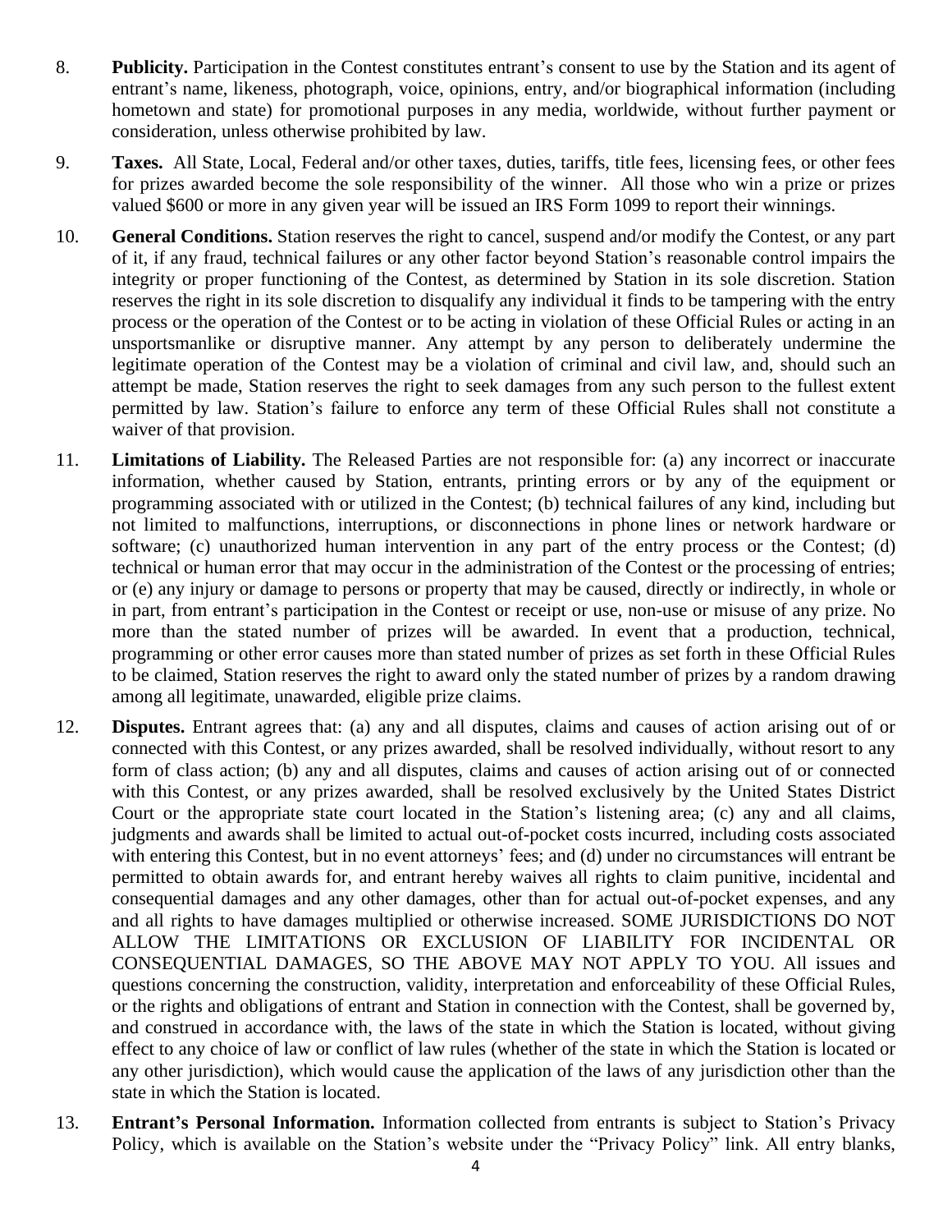8. **Publicity.** Participation in the Contest constitutes entrant's consent to use by the Station and its agent of entrant's name, likeness, photograph, voice, opinions, entry, and/or biographical information (including hometown and state) for promotional purposes in any media, worldwide, without further payment or consideration, unless otherwise prohibited by law.

9. **Taxes.** All State, Local, Federal and/or other taxes, duties, tariffs, title fees, licensing fees, or other fees for prizes awarded become the sole responsibility of the winner. All those who win a prize or prizes valued $600 or more in any given year will be issued an IRS Form 1099 to report their winnings.

10. **General Conditions.** Station reserves the right to cancel, suspend and/or modify the Contest, or any part of it, if any fraud, technical failures or any other factor beyond Station's reasonable control impairs the integrity or proper functioning of the Contest, as determined by Station in its sole discretion. Station reserves the right in its sole discretion to disqualify any individual it finds to be tampering with the entry process or the operation of the Contest or to be acting in violation of these Official Rules or acting in an unsportsmanlike or disruptive manner. Any attempt by any person to deliberately undermine the legitimate operation of the Contest may be a violation of criminal and civil law, and, should such an attempt be made, Station reserves the right to seek damages from any such person to the fullest extent permitted by law. Station's failure to enforce any term of these Official Rules shall not constitute a waiver of that provision.

11. **Limitations of Liability.** The Released Parties are not responsible for: (a) any incorrect or inaccurate information, whether caused by Station, entrants, printing errors or by any of the equipment or programming associated with or utilized in the Contest; (b) technical failures of any kind, including but not limited to malfunctions, interruptions, or disconnections in phone lines or network hardware or software; (c) unauthorized human intervention in any part of the entry process or the Contest; (d) technical or human error that may occur in the administration of the Contest or the processing of entries; or (e) any injury or damage to persons or property that may be caused, directly or indirectly, in whole or in part, from entrant's participation in the Contest or receipt or use, non-use or misuse of any prize. No more than the stated number of prizes will be awarded. In event that a production, technical, programming or other error causes more than stated number of prizes as set forth in these Official Rules to be claimed, Station reserves the right to award only the stated number of prizes by a random drawing among all legitimate, unawarded, eligible prize claims.

12. **Disputes.** Entrant agrees that: (a) any and all disputes, claims and causes of action arising out of or connected with this Contest, or any prizes awarded, shall be resolved individually, without resort to any form of class action; (b) any and all disputes, claims and causes of action arising out of or connected with this Contest, or any prizes awarded, shall be resolved exclusively by the United States District Court or the appropriate state court located in the Station's listening area; (c) any and all claims, judgments and awards shall be limited to actual out-of-pocket costs incurred, including costs associated with entering this Contest, but in no event attorneys' fees; and (d) under no circumstances will entrant be permitted to obtain awards for, and entrant hereby waives all rights to claim punitive, incidental and consequential damages and any other damages, other than for actual out-of-pocket expenses, and any and all rights to have damages multiplied or otherwise increased. SOME JURISDICTIONS DO NOT ALLOW THE LIMITATIONS OR EXCLUSION OF LIABILITY FOR INCIDENTAL OR CONSEQUENTIAL DAMAGES, SO THE ABOVE MAY NOT APPLY TO YOU. All issues and questions concerning the construction, validity, interpretation and enforceability of these Official Rules, or the rights and obligations of entrant and Station in connection with the Contest, shall be governed by, and construed in accordance with, the laws of the state in which the Station is located, without giving effect to any choice of law or conflict of law rules (whether of the state in which the Station is located or any other jurisdiction), which would cause the application of the laws of any jurisdiction other than the state in which the Station is located.

13. **Entrant's Personal Information.** Information collected from entrants is subject to Station's Privacy Policy, which is available on the Station's website under the "Privacy Policy" link. All entry blanks,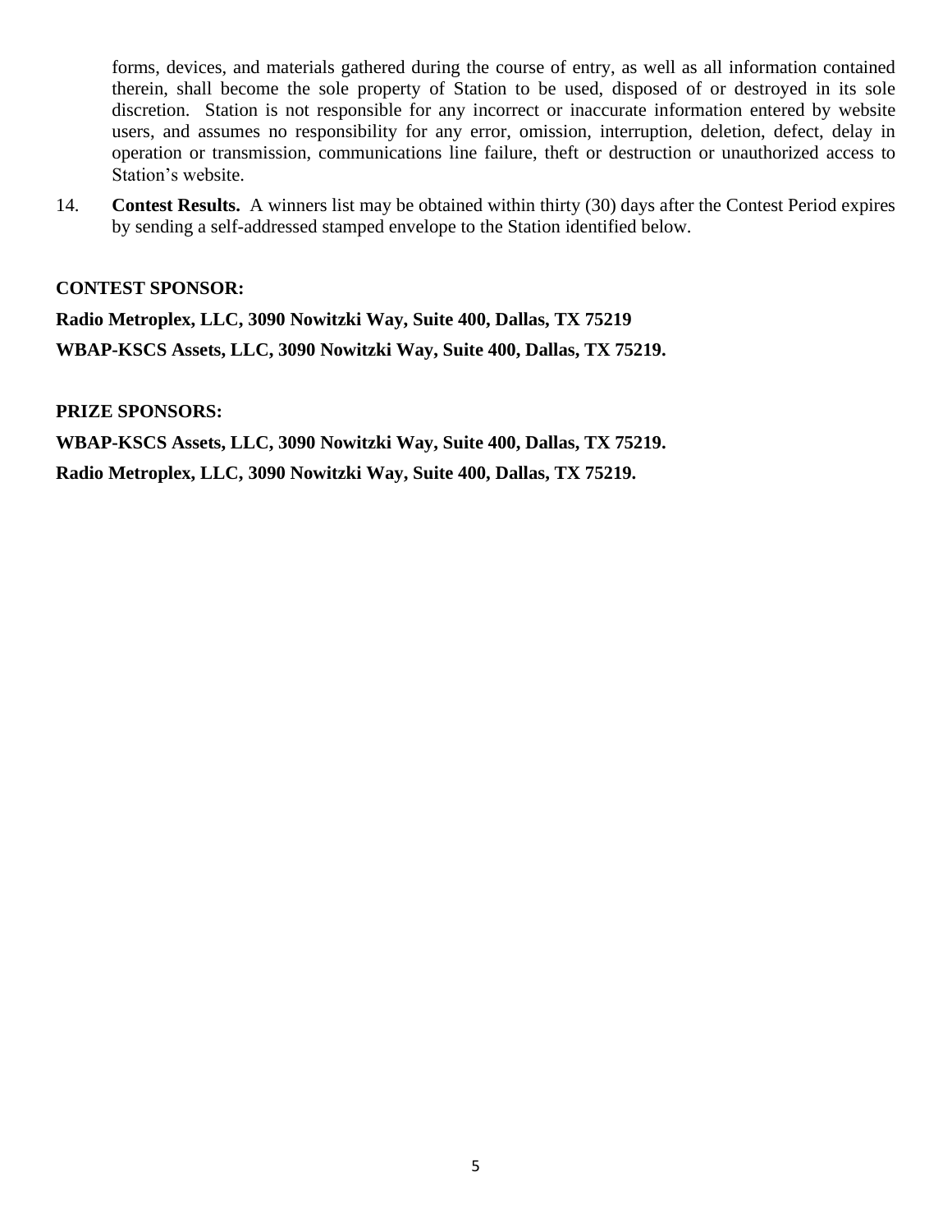forms, devices, and materials gathered during the course of entry, as well as all information contained therein, shall become the sole property of Station to be used, disposed of or destroyed in its sole discretion. Station is not responsible for any incorrect or inaccurate information entered by website users, and assumes no responsibility for any error, omission, interruption, deletion, defect, delay in operation or transmission, communications line failure, theft or destruction or unauthorized access to Station's website.

14. **Contest Results.** A winners list may be obtained within thirty (30) days after the Contest Period expires by sending a self-addressed stamped envelope to the Station identified below.

**CONTEST SPONSOR:**

**Radio Metroplex, LLC, 3090 Nowitzki Way, Suite 400, Dallas, TX 75219**

**WBAP-KSCS Assets, LLC, 3090 Nowitzki Way, Suite 400, Dallas, TX 75219.**

**PRIZE SPONSORS:**

**WBAP-KSCS Assets, LLC, 3090 Nowitzki Way, Suite 400, Dallas, TX 75219.**

**Radio Metroplex, LLC, 3090 Nowitzki Way, Suite 400, Dallas, TX 75219.**